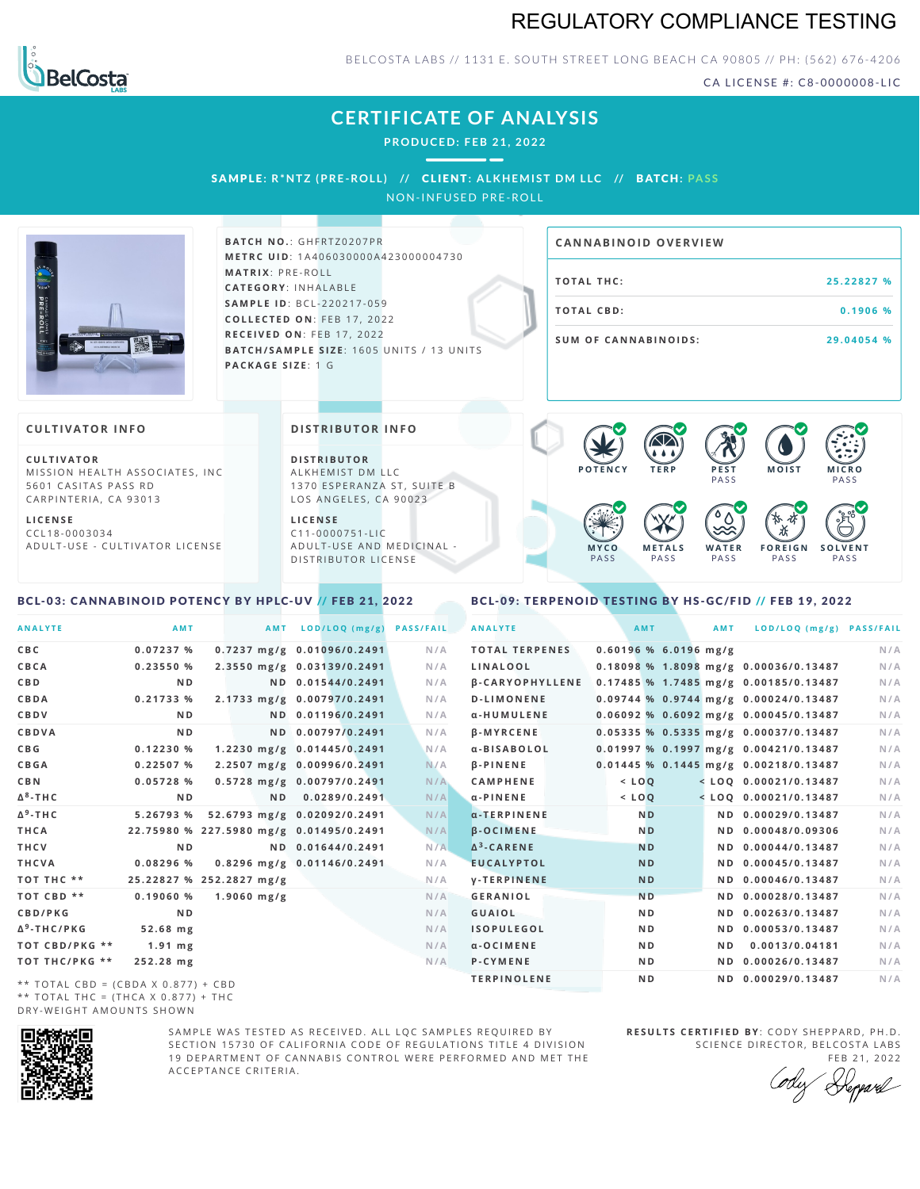# REGULATORY COMPLIANCE TESTING

BELCOSTA LABS // 1131 E. SOUTH STREET LONG BEACH CA 90805 // PH: (562) 676-4206

CA LICENSE #: C8-0000008-LIC

## CERTIFICATE OF ANALYSIS

PRODUCED: FEB 21, 2022

**SAMPLE:** R*NTZ (PRE-ROLL) // **CLIENT:** ALKHEMIST DM LLC // **BATCH:** PASS

NON-INFUSED PRE-ROLL

**BATCH NO.:** GHFRTZ0207PR
**METRC UID:** 1A406030000A423000004730
**MATRIX:** PRE-ROLL
**CATEGORY:** INHALABLE
**SAMPLE ID:** BCL-220217-059
**COLLECTED ON:** FEB 17, 2022
**RECEIVED ON:** FEB 17, 2022
**BATCH/SAMPLE SIZE:** 1605 UNITS / 13 UNITS
**PACKAGE SIZE:** 1 G

### CANNABINOID OVERVIEW

| | |
|---|---|
| TOTAL THC: | 25.22827 % |
| TOTAL CBD: | 0.1906 % |
| SUM OF CANNABINOIDS: | 29.04054 % |

### CULTIVATOR INFO

**CULTIVATOR**
MISSION HEALTH ASSOCIATES, INC
5601 CASITAS PASS RD
CARPINTERIA, CA 93013

**LICENSE**
CCL18-0003034
ADULT-USE - CULTIVATOR LICENSE

### DISTRIBUTOR INFO

**DISTRIBUTOR**
ALKHEMIST DM LLC
1370 ESPERANZA ST, SUITE B
LOS ANGELES, CA 90023

**LICENSE**
C11-0000751-LIC
ADULT-USE AND MEDICINAL - DISTRIBUTOR LICENSE

POTENCY | TERP | PEST PASS | MOIST | MICRO PASS | MYCO PASS | METALS PASS | WATER PASS | FOREIGN PASS | SOLVENT PASS

### BCL-03: CANNABINOID POTENCY BY HPLC-UV // FEB 21, 2022

| ANALYTE | AMT | AMT | LOD/LOQ (mg/g) | PASS/FAIL |
|---|---|---|---|---|
| CBC | 0.07237 % | 0.7237 mg/g | 0.01096/0.2491 | N/A |
| CBCA | 0.23550 % | 2.3550 mg/g | 0.03139/0.2491 | N/A |
| CBD | ND | ND | 0.01544/0.2491 | N/A |
| CBDA | 0.21733 % | 2.1733 mg/g | 0.00797/0.2491 | N/A |
| CBDV | ND | ND | 0.01196/0.2491 | N/A |
| CBDVA | ND | ND | 0.00797/0.2491 | N/A |
| CBG | 0.12230 % | 1.2230 mg/g | 0.01445/0.2491 | N/A |
| CBGA | 0.22507 % | 2.2507 mg/g | 0.00996/0.2491 | N/A |
| CBN | 0.05728 % | 0.5728 mg/g | 0.00797/0.2491 | N/A |
| $\Delta^8$-THC | ND | ND | 0.0289/0.2491 | N/A |
| $\Delta^9$-THC | 5.26793 % | 52.6793 mg/g | 0.02092/0.2491 | N/A |
| THCA | 22.75980 % | 227.5980 mg/g | 0.01495/0.2491 | N/A |
| THCV | ND | ND | 0.01644/0.2491 | N/A |
| THCVA | 0.08296 % | 0.8296 mg/g | 0.01146/0.2491 | N/A |
| TOT THC ** | 25.22827 % | 252.2827 mg/g | | N/A |
| TOT CBD ** | 0.19060 % | 1.9060 mg/g | | N/A |
| CBD/PKG | ND | | | N/A |
| $\Delta^9$-THC/PKG | 52.68 mg | | | N/A |
| TOT CBD/PKG ** | 1.91 mg | | | N/A |
| TOT THC/PKG ** | 252.28 mg | | | N/A |

** TOTAL CBD = (CBDA X 0.877) + CBD
** TOTAL THC = (THCA X 0.877) + THC
DRY-WEIGHT AMOUNTS SHOWN

### BCL-09: TERPENOID TESTING BY HS-GC/FID // FEB 19, 2022

| ANALYTE | AMT | AMT | LOD/LOQ (mg/g) | PASS/FAIL |
|---|---|---|---|---|
| TOTAL TERPENES | 0.60196 % | 6.0196 mg/g | | N/A |
| LINALOOL | 0.18098 % | 1.8098 mg/g | 0.00036/0.13487 | N/A |
| β-CARYOPHYLLENE | 0.17485 % | 1.7485 mg/g | 0.00185/0.13487 | N/A |
| D-LIMONENE | 0.09744 % | 0.9744 mg/g | 0.00024/0.13487 | N/A |
| α-HUMULENE | 0.06092 % | 0.6092 mg/g | 0.00045/0.13487 | N/A |
| β-MYRCENE | 0.05335 % | 0.5335 mg/g | 0.00037/0.13487 | N/A |
| α-BISABOLOL | 0.01997 % | 0.1997 mg/g | 0.00421/0.13487 | N/A |
| β-PINENE | 0.01445 % | 0.1445 mg/g | 0.00218/0.13487 | N/A |
| CAMPHENE | < LOQ | < LOQ | 0.00021/0.13487 | N/A |
| α-PINENE | < LOQ | < LOQ | 0.00021/0.13487 | N/A |
| α-TERPINENE | ND | ND | 0.00029/0.13487 | N/A |
| β-OCIMENE | ND | ND | 0.00048/0.09306 | N/A |
| $\Delta^3$-CARENE | ND | ND | 0.00044/0.13487 | N/A |
| EUCALYPTOL | ND | ND | 0.00045/0.13487 | N/A |
| γ-TERPINENE | ND | ND | 0.00046/0.13487 | N/A |
| GERANIOL | ND | ND | 0.00028/0.13487 | N/A |
| GUAIOL | ND | ND | 0.00263/0.13487 | N/A |
| ISOPULEGOL | ND | ND | 0.00053/0.13487 | N/A |
| α-OCIMENE | ND | ND | 0.0013/0.04181 | N/A |
| P-CYMENE | ND | ND | 0.00026/0.13487 | N/A |
| TERPINOLENE | ND | ND | 0.00029/0.13487 | N/A |

SAMPLE WAS TESTED AS RECEIVED. ALL LQC SAMPLES REQUIRED BY SECTION 15730 OF CALIFORNIA CODE OF REGULATIONS TITLE 4 DIVISION 19 DEPARTMENT OF CANNABIS CONTROL WERE PERFORMED AND MET THE ACCEPTANCE CRITERIA.

**RESULTS CERTIFIED BY:** CODY SHEPPARD, PH.D.
SCIENCE DIRECTOR, BELCOSTA LABS
FEB 21, 2022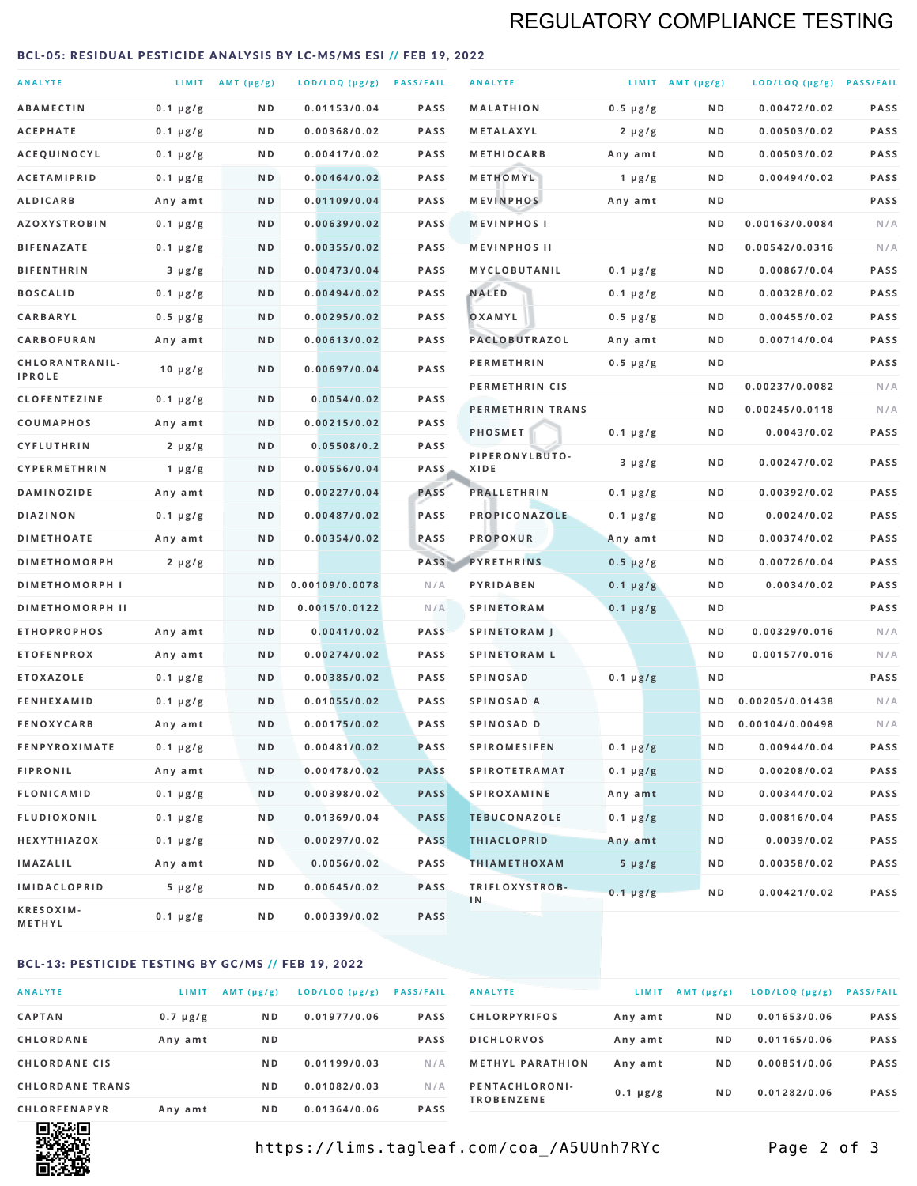# REGULATORY COMPLIANCE TESTING

## BCL-05: RESIDUAL PESTICIDE ANALYSIS BY LC-MS/MS ESI // FEB 19, 2022

| ANALYTE | LIMIT | AMT (μg/g) | LOD/LOQ (μg/g) | PASS/FAIL |
|---|---|---|---|---|
| ABAMECTIN | 0.1 μg/g | ND | 0.01153/0.04 | PASS |
| ACEPHATE | 0.1 μg/g | ND | 0.00368/0.02 | PASS |
| ACEQUINOCYL | 0.1 μg/g | ND | 0.00417/0.02 | PASS |
| ACETAMIPRID | 0.1 μg/g | ND | 0.00464/0.02 | PASS |
| ALDICARB | Any amt | ND | 0.01109/0.04 | PASS |
| AZOXYSTROBIN | 0.1 μg/g | ND | 0.00639/0.02 | PASS |
| BIFENAZATE | 0.1 μg/g | ND | 0.00355/0.02 | PASS |
| BIFENTHRIN | 3 μg/g | ND | 0.00473/0.04 | PASS |
| BOSCALID | 0.1 μg/g | ND | 0.00494/0.02 | PASS |
| CARBARYL | 0.5 μg/g | ND | 0.00295/0.02 | PASS |
| CARBOFURAN | Any amt | ND | 0.00613/0.02 | PASS |
| CHLORANTRANILIPROLE | 10 μg/g | ND | 0.00697/0.04 | PASS |
| CLOFENTEZINE | 0.1 μg/g | ND | 0.0054/0.02 | PASS |
| COUMAPHOS | Any amt | ND | 0.00215/0.02 | PASS |
| CYFLUTHRIN | 2 μg/g | ND | 0.05508/0.2 | PASS |
| CYPERMETHRIN | 1 μg/g | ND | 0.00556/0.04 | PASS |
| DAMINOZIDE | Any amt | ND | 0.00227/0.04 | PASS |
| DIAZINON | 0.1 μg/g | ND | 0.00487/0.02 | PASS |
| DIMETHOATE | Any amt | ND | 0.00354/0.02 | PASS |
| DIMETHOMORPH | 2 μg/g | ND | | PASS |
| DIMETHOMORPH I | | ND | 0.00109/0.0078 | N/A |
| DIMETHOMORPH II | | ND | 0.0015/0.0122 | N/A |
| ETHOPROPHOS | Any amt | ND | 0.0041/0.02 | PASS |
| ETOFENPROX | Any amt | ND | 0.00274/0.02 | PASS |
| ETOXAZOLE | 0.1 μg/g | ND | 0.00385/0.02 | PASS |
| FENHEXAMID | 0.1 μg/g | ND | 0.01055/0.02 | PASS |
| FENOXYCARB | Any amt | ND | 0.00175/0.02 | PASS |
| FENPYROXIMATE | 0.1 μg/g | ND | 0.00481/0.02 | PASS |
| FIPRONIL | Any amt | ND | 0.00478/0.02 | PASS |
| FLONICAMID | 0.1 μg/g | ND | 0.00398/0.02 | PASS |
| FLUDIOXONIL | 0.1 μg/g | ND | 0.01369/0.04 | PASS |
| HEXYTHIAZOX | 0.1 μg/g | ND | 0.00297/0.02 | PASS |
| IMAZALIL | Any amt | ND | 0.0056/0.02 | PASS |
| IMIDACLOPRID | 5 μg/g | ND | 0.00645/0.02 | PASS |
| KRESOXIM-METHYL | 0.1 μg/g | ND | 0.00339/0.02 | PASS |
| MALATHION | 0.5 μg/g | ND | 0.00472/0.02 | PASS |
| METALAXYL | 2 μg/g | ND | 0.00503/0.02 | PASS |
| METHIOCARB | Any amt | ND | 0.00503/0.02 | PASS |
| METHOMYL | 1 μg/g | ND | 0.00494/0.02 | PASS |
| MEVINPHOS | Any amt | ND | | PASS |
| MEVINPHOS I | | ND | 0.00163/0.0084 | N/A |
| MEVINPHOS II | | ND | 0.00542/0.0316 | N/A |
| MYCLOBUTANIL | 0.1 μg/g | ND | 0.00867/0.04 | PASS |
| NALED | 0.1 μg/g | ND | 0.00328/0.02 | PASS |
| OXAMYL | 0.5 μg/g | ND | 0.00455/0.02 | PASS |
| PACLOBUTRAZOL | Any amt | ND | 0.00714/0.04 | PASS |
| PERMETHRIN | 0.5 μg/g | ND | | PASS |
| PERMETHRIN CIS | | ND | 0.00237/0.0082 | N/A |
| PERMETHRIN TRANS | | ND | 0.00245/0.0118 | N/A |
| PHOSMET | 0.1 μg/g | ND | 0.0043/0.02 | PASS |
| PIPERONYLBUTOXIDE | 3 μg/g | ND | 0.00247/0.02 | PASS |
| PRALLETHRIN | 0.1 μg/g | ND | 0.00392/0.02 | PASS |
| PROPICONAZOLE | 0.1 μg/g | ND | 0.0024/0.02 | PASS |
| PROPOXUR | Any amt | ND | 0.00374/0.02 | PASS |
| PYRETHRINS | 0.5 μg/g | ND | 0.00726/0.04 | PASS |
| PYRIDABEN | 0.1 μg/g | ND | 0.0034/0.02 | PASS |
| SPINETORAM | 0.1 μg/g | ND | | PASS |
| SPINETORAM J | | ND | 0.00329/0.016 | N/A |
| SPINETORAM L | | ND | 0.00157/0.016 | N/A |
| SPINOSAD | 0.1 μg/g | ND | | PASS |
| SPINOSAD A | | ND | 0.00205/0.01438 | N/A |
| SPINOSAD D | | ND | 0.00104/0.00498 | N/A |
| SPIROMESIFEN | 0.1 μg/g | ND | 0.00944/0.04 | PASS |
| SPIROTETRAMAT | 0.1 μg/g | ND | 0.00208/0.02 | PASS |
| SPIROXAMINE | Any amt | ND | 0.00344/0.02 | PASS |
| TEBUCONAZOLE | 0.1 μg/g | ND | 0.00816/0.04 | PASS |
| THIACLOPRID | Any amt | ND | 0.0039/0.02 | PASS |
| THIAMETHOXAM | 5 μg/g | ND | 0.00358/0.02 | PASS |
| TRIFLOXYSTROBIN | 0.1 μg/g | ND | 0.00421/0.02 | PASS |

## BCL-13: PESTICIDE TESTING BY GC/MS // FEB 19, 2022

| ANALYTE | LIMIT | AMT (μg/g) | LOD/LOQ (μg/g) | PASS/FAIL |
|---|---|---|---|---|
| CAPTAN | 0.7 μg/g | ND | 0.01977/0.06 | PASS |
| CHLORDANE | Any amt | ND | | PASS |
| CHLORDANE CIS | | ND | 0.01199/0.03 | N/A |
| CHLORDANE TRANS | | ND | 0.01082/0.03 | N/A |
| CHLORFENAPYR | Any amt | ND | 0.01364/0.06 | PASS |
| CHLORPYRIFOS | Any amt | ND | 0.01653/0.06 | PASS |
| DICHLORVOS | Any amt | ND | 0.01165/0.06 | PASS |
| METHYL PARATHION | Any amt | ND | 0.00851/0.06 | PASS |
| PENTACHLORONITROBENZENE | 0.1 μg/g | ND | 0.01282/0.06 | PASS |

https://lims.tagleaf.com/coa_/A5UUnh7RYc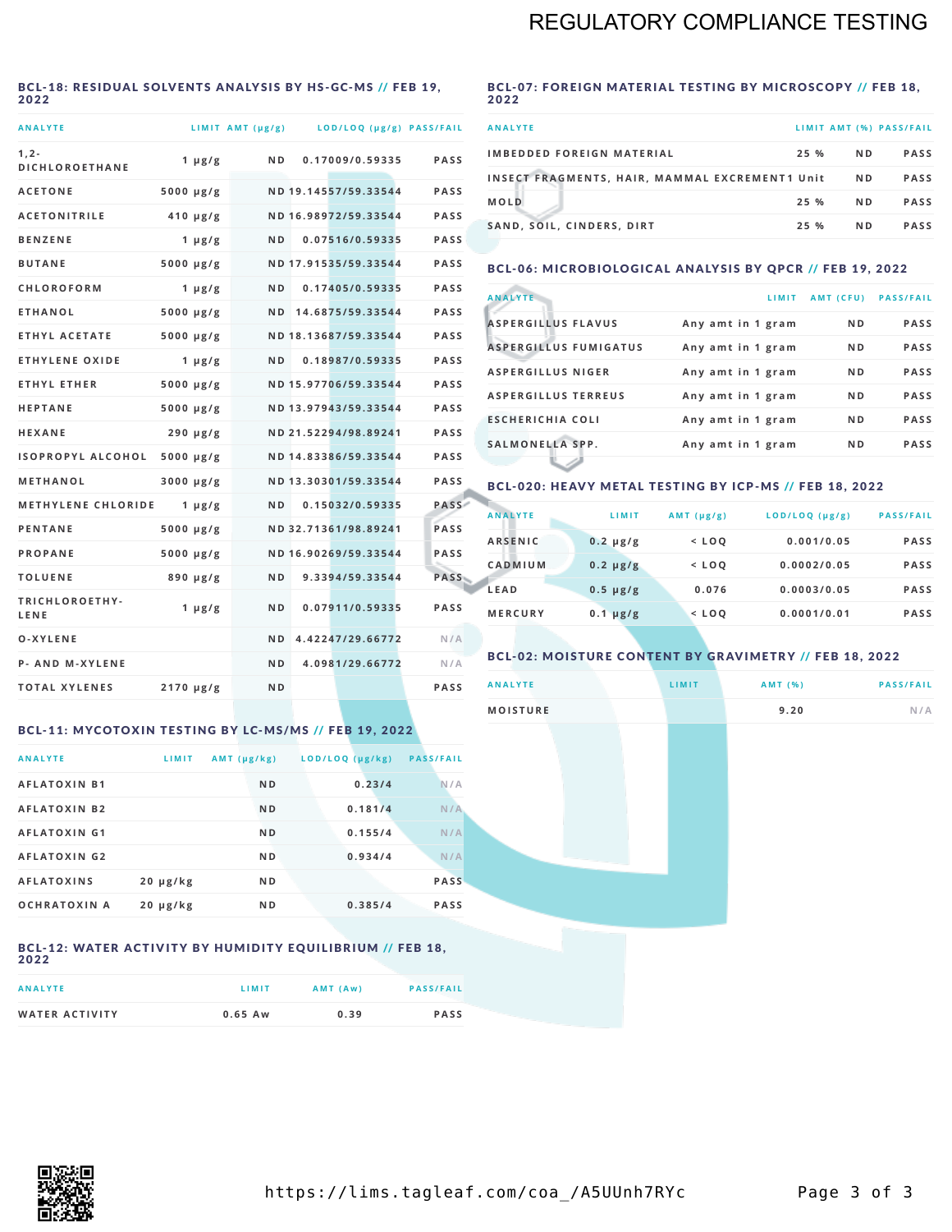## REGULATORY COMPLIANCE TESTING

### BCL-18: RESIDUAL SOLVENTS ANALYSIS BY HS-GC-MS // FEB 19, 2022

| ANALYTE | LIMIT | AMT (μg/g) | LOD/LOQ (μg/g) | PASS/FAIL |
|---|---|---|---|---|
| 1,2-DICHLOROETHANE | 1 μg/g | ND | 0.17009/0.59335 | PASS |
| ACETONE | 5000 μg/g | ND | 19.14557/59.33544 | PASS |
| ACETONITRILE | 410 μg/g | ND | 16.98972/59.33544 | PASS |
| BENZENE | 1 μg/g | ND | 0.07516/0.59335 | PASS |
| BUTANE | 5000 μg/g | ND | 17.91535/59.33544 | PASS |
| CHLOROFORM | 1 μg/g | ND | 0.17405/0.59335 | PASS |
| ETHANOL | 5000 μg/g | ND | 14.6875/59.33544 | PASS |
| ETHYL ACETATE | 5000 μg/g | ND | 18.13687/59.33544 | PASS |
| ETHYLENE OXIDE | 1 μg/g | ND | 0.18987/0.59335 | PASS |
| ETHYL ETHER | 5000 μg/g | ND | 15.97706/59.33544 | PASS |
| HEPTANE | 5000 μg/g | ND | 13.97943/59.33544 | PASS |
| HEXANE | 290 μg/g | ND | 21.52294/98.89241 | PASS |
| ISOPROPYL ALCOHOL | 5000 μg/g | ND | 14.83386/59.33544 | PASS |
| METHANOL | 3000 μg/g | ND | 13.30301/59.33544 | PASS |
| METHYLENE CHLORIDE | 1 μg/g | ND | 0.15032/0.59335 | PASS |
| PENTANE | 5000 μg/g | ND | 32.71361/98.89241 | PASS |
| PROPANE | 5000 μg/g | ND | 16.90269/59.33544 | PASS |
| TOLUENE | 890 μg/g | ND | 9.3394/59.33544 | PASS |
| TRICHLOROETHYLENE | 1 μg/g | ND | 0.07911/0.59335 | PASS |
| O-XYLENE | | ND | 4.42247/29.66772 | N/A |
| P- AND M-XYLENE | | ND | 4.0981/29.66772 | N/A |
| TOTAL XYLENES | 2170 μg/g | ND | | PASS |

### BCL-11: MYCOTOXIN TESTING BY LC-MS/MS // FEB 19, 2022

| ANALYTE | LIMIT | AMT (μg/kg) | LOD/LOQ (μg/kg) | PASS/FAIL |
|---|---|---|---|---|
| AFLATOXIN B1 | | ND | 0.23/4 | N/A |
| AFLATOXIN B2 | | ND | 0.181/4 | N/A |
| AFLATOXIN G1 | | ND | 0.155/4 | N/A |
| AFLATOXIN G2 | | ND | 0.934/4 | N/A |
| AFLATOXINS | 20 μg/kg | ND | | PASS |
| OCHRATOXIN A | 20 μg/kg | ND | 0.385/4 | PASS |

### BCL-12: WATER ACTIVITY BY HUMIDITY EQUILIBRIUM // FEB 18, 2022

| ANALYTE | LIMIT | AMT (Aw) | PASS/FAIL |
|---|---|---|---|
| WATER ACTIVITY | 0.65 Aw | 0.39 | PASS |

### BCL-07: FOREIGN MATERIAL TESTING BY MICROSCOPY // FEB 18, 2022

| ANALYTE | LIMIT | AMT (%) | PASS/FAIL |
|---|---|---|---|
| IMBEDDED FOREIGN MATERIAL | 25 % | ND | PASS |
| INSECT FRAGMENTS, HAIR, MAMMAL EXCREMENT | 1 Unit | ND | PASS |
| MOLD | 25 % | ND | PASS |
| SAND, SOIL, CINDERS, DIRT | 25 % | ND | PASS |

### BCL-06: MICROBIOLOGICAL ANALYSIS BY QPCR // FEB 19, 2022

| ANALYTE | LIMIT | AMT (CFU) | PASS/FAIL |
|---|---|---|---|
| ASPERGILLUS FLAVUS | Any amt in 1 gram | ND | PASS |
| ASPERGILLUS FUMIGATUS | Any amt in 1 gram | ND | PASS |
| ASPERGILLUS NIGER | Any amt in 1 gram | ND | PASS |
| ASPERGILLUS TERREUS | Any amt in 1 gram | ND | PASS |
| ESCHERICHIA COLI | Any amt in 1 gram | ND | PASS |
| SALMONELLA SPP. | Any amt in 1 gram | ND | PASS |

### BCL-020: HEAVY METAL TESTING BY ICP-MS // FEB 18, 2022

| ANALYTE | LIMIT | AMT (μg/g) | LOD/LOQ (μg/g) | PASS/FAIL |
|---|---|---|---|---|
| ARSENIC | 0.2 μg/g | < LOQ | 0.001/0.05 | PASS |
| CADMIUM | 0.2 μg/g | < LOQ | 0.0002/0.05 | PASS |
| LEAD | 0.5 μg/g | 0.076 | 0.0003/0.05 | PASS |
| MERCURY | 0.1 μg/g | < LOQ | 0.0001/0.01 | PASS |

### BCL-02: MOISTURE CONTENT BY GRAVIMETRY // FEB 18, 2022

| ANALYTE | LIMIT | AMT (%) | PASS/FAIL |
|---|---|---|---|
| MOISTURE | | 9.20 | N/A |

https://lims.tagleaf.com/coa_/A5UUnh7RYc